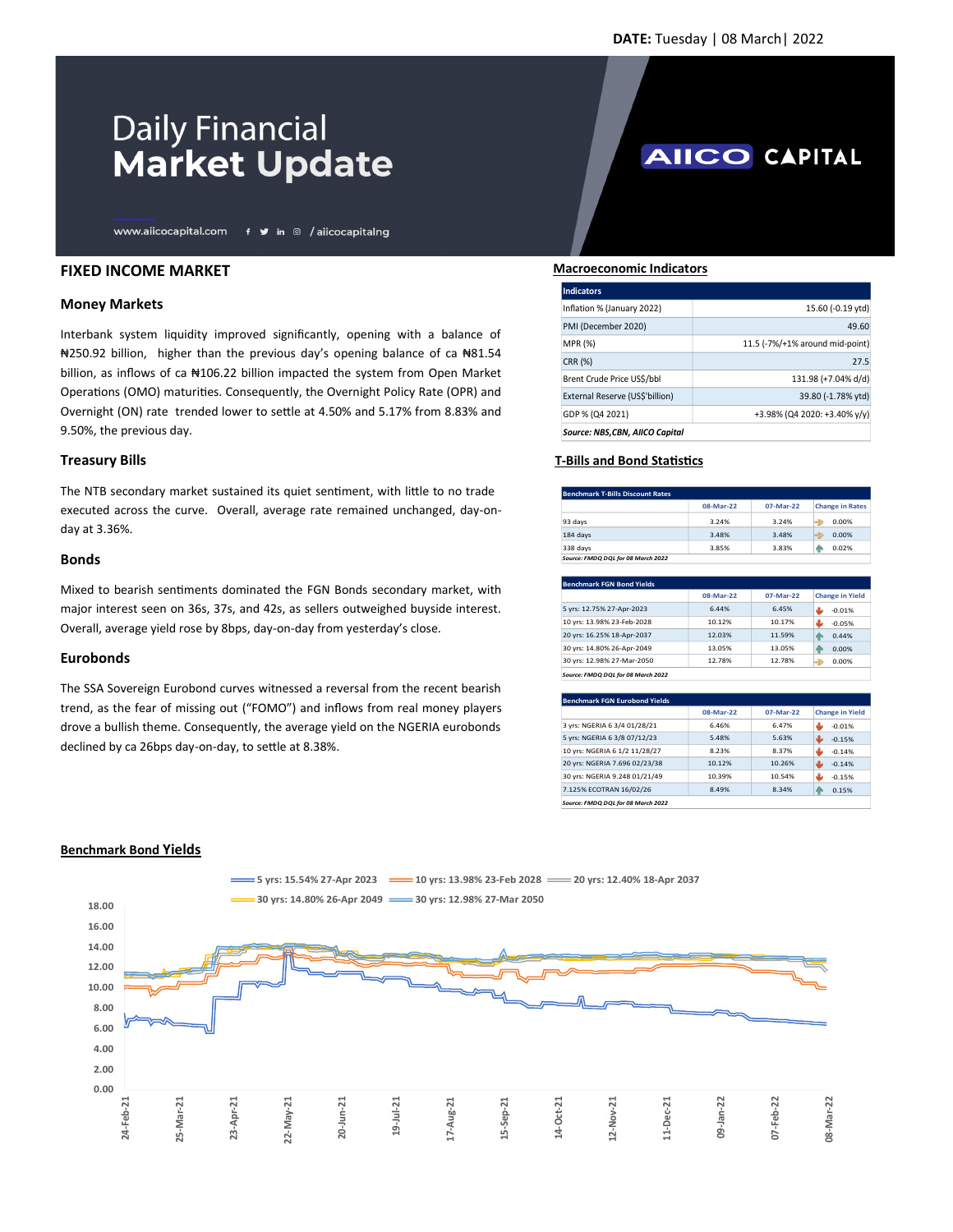DATE: Tuesday | 08 March| 2022

# Daily Financial Market Update

www.aiicocapital.com / aiicocapitalng

AIICO CAPITAL

## FIXED INCOME MARKET

### Money Markets

Interbank system liquidity improved significantly, opening with a balance of ₦250.92 billion, higher than the previous day's opening balance of ca ₦81.54 billion, as inflows of ca ₦106.22 billion impacted the system from Open Market Operations (OMO) maturities. Consequently, the Overnight Policy Rate (OPR) and Overnight (ON) rate trended lower to settle at 4.50% and 5.17% from 8.83% and 9.50%, the previous day.

### Treasury Bills

The NTB secondary market sustained its quiet sentiment, with little to no trade executed across the curve. Overall, average rate remained unchanged, day-on-day at 3.36%.

### Bonds

Mixed to bearish sentiments dominated the FGN Bonds secondary market, with major interest seen on 36s, 37s, and 42s, as sellers outweighed buyside interest. Overall, average yield rose by 8bps, day-on-day from yesterday's close.

### Eurobonds

The SSA Sovereign Eurobond curves witnessed a reversal from the recent bearish trend, as the fear of missing out ("FOMO") and inflows from real money players drove a bullish theme. Consequently, the average yield on the NGERIA eurobonds declined by ca 26bps day-on-day, to settle at 8.38%.

## Macroeconomic Indicators

| Indicators | |
|---|---|
| Inflation % (January 2022) | 15.60 (-0.19 ytd) |
| PMI (December 2020) | 49.60 |
| MPR (%) | 11.5 (-7%/+1% around mid-point) |
| CRR (%) | 27.5 |
| Brent Crude Price US$/bbl | 131.98 (+7.04% d/d) |
| External Reserve (US$'billion) | 39.80 (-1.78% ytd) |
| GDP % (Q4 2021) | +3.98% (Q4 2020: +3.40% y/y) |

*Source: NBS,CBN, AIICO Capital*

## T-Bills and Bond Statistics

| Benchmark T-Bills Discount Rates | 08-Mar-22 | 07-Mar-22 | Change in Rates |
|---|---|---|---|
| 93 days | 3.24% | 3.24% | 0.00% |
| 184 days | 3.48% | 3.48% | 0.00% |
| 338 days | 3.85% | 3.83% | 0.02% |

*Source: FMDQ DQL for 08 March 2022*

| Benchmark FGN Bond Yields | 08-Mar-22 | 07-Mar-22 | Change in Yield |
|---|---|---|---|
| 5 yrs: 12.75% 27-Apr-2023 | 6.44% | 6.45% | -0.01% |
| 10 yrs: 13.98% 23-Feb-2028 | 10.12% | 10.17% | -0.05% |
| 20 yrs: 16.25% 18-Apr-2037 | 12.03% | 11.59% | 0.44% |
| 30 yrs: 14.80% 26-Apr-2049 | 13.05% | 13.05% | 0.00% |
| 30 yrs: 12.98% 27-Mar-2050 | 12.78% | 12.78% | 0.00% |

*Source: FMDQ DQL for 08 March 2022*

| Benchmark FGN Eurobond Yields | 08-Mar-22 | 07-Mar-22 | Change in Yield |
|---|---|---|---|
| 3 yrs: NGERIA 6 3/4 01/28/21 | 6.46% | 6.47% | -0.01% |
| 5 yrs: NGERIA 6 3/8 07/12/23 | 5.48% | 5.63% | -0.15% |
| 10 yrs: NGERIA 6 1/2 11/28/27 | 8.23% | 8.37% | -0.14% |
| 20 yrs: NGERIA 7.696 02/23/38 | 10.12% | 10.26% | -0.14% |
| 30 yrs: NGERIA 9.248 01/21/49 | 10.39% | 10.54% | -0.15% |
| 7.125% ECOTRAN 16/02/26 | 8.49% | 8.34% | 0.15% |

*Source: FMDQ DQL for 08 March 2022*

## Benchmark Bond Yields

5 yrs: 15.54% 27-Apr 2023
10 yrs: 13.98% 23-Feb 2028
20 yrs: 12.40% 18-Apr 2037
30 yrs: 14.80% 26-Apr 2049
30 yrs: 12.98% 27-Mar 2050

18.00
16.00
14.00
12.00
10.00
8.00
6.00
4.00
2.00
0.00

24-Feb-21
25-Mar-21
23-Apr-21
22-May-21
20-Jun-21
19-Jul-21
17-Aug-21
15-Sep-21
14-Oct-21
12-Nov-21
11-Dec-21
09-Jan-22
07-Feb-22
08-Mar-22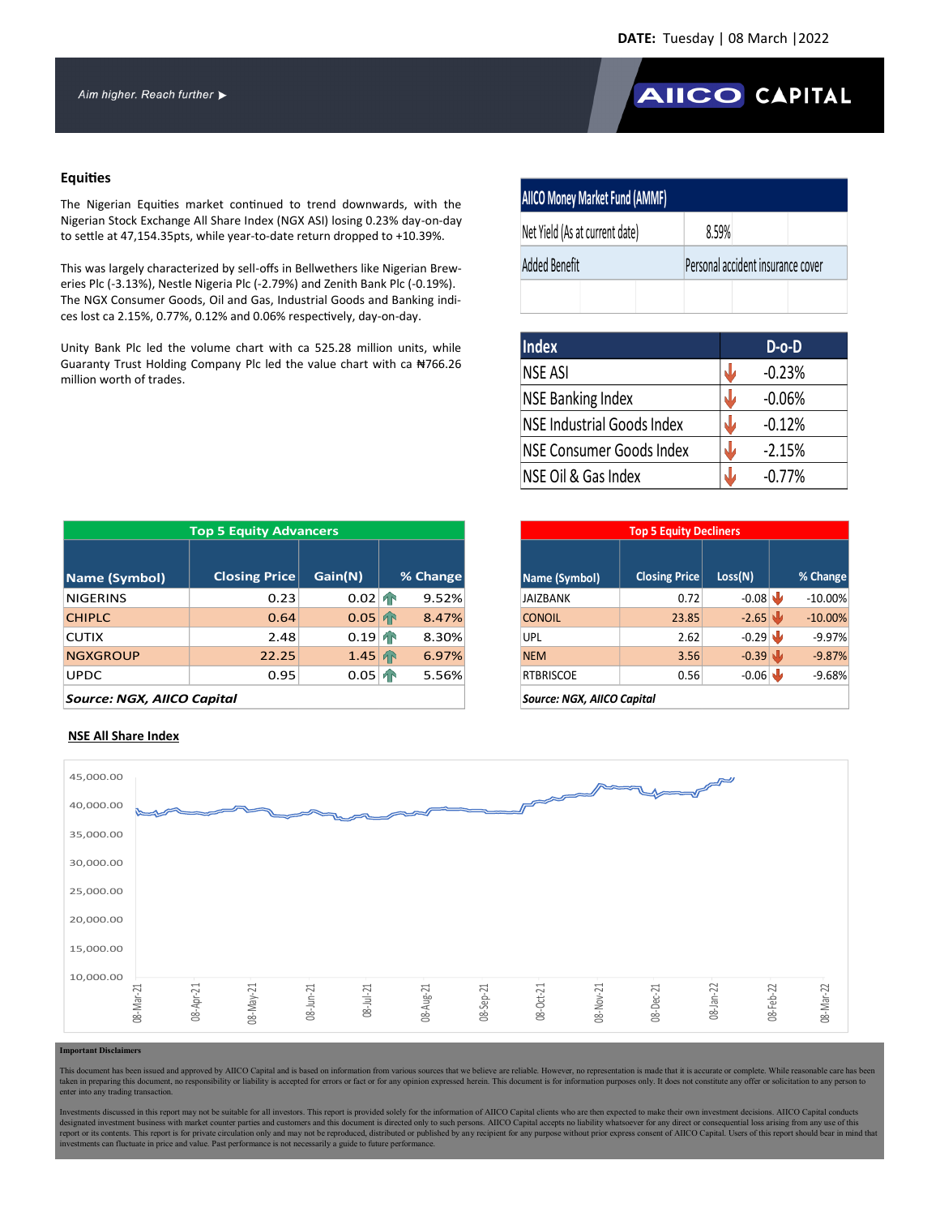**DATE:** Tuesday | 08 March |2022

Aim higher. Reach further ▶

AIICO CAPITAL

## Equities

The Nigerian Equities market continued to trend downwards, with the Nigerian Stock Exchange All Share Index (NGX ASI) losing 0.23% day-on-day to settle at 47,154.35pts, while year-to-date return dropped to +10.39%.

This was largely characterized by sell-offs in Bellwethers like Nigerian Breweries Plc (-3.13%), Nestle Nigeria Plc (-2.79%) and Zenith Bank Plc (-0.19%). The NGX Consumer Goods, Oil and Gas, Industrial Goods and Banking indices lost ca 2.15%, 0.77%, 0.12% and 0.06% respectively, day-on-day.

Unity Bank Plc led the volume chart with ca 525.28 million units, while Guaranty Trust Holding Company Plc led the value chart with ca ₦766.26 million worth of trades.

| AIICO Money Market Fund (AMMF) | |
|---|---|
| Net Yield (As at current date) | 8.59% |
| Added Benefit | Personal accident insurance cover |

| Index | D-o-D |
|---|---|
| NSE ASI | -0.23% |
| NSE Banking Index | -0.06% |
| NSE Industrial Goods Index | -0.12% |
| NSE Consumer Goods Index | -2.15% |
| NSE Oil & Gas Index | -0.77% |

**Top 5 Equity Advancers**

| Name (Symbol) | Closing Price | Gain(N) | % Change |
|---|---|---|---|
| NIGERINS | 0.23 | 0.02 | 9.52% |
| CHIPLC | 0.64 | 0.05 | 8.47% |
| CUTIX | 2.48 | 0.19 | 8.30% |
| NGXGROUP | 22.25 | 1.45 | 6.97% |
| UPDC | 0.95 | 0.05 | 5.56% |

*Source: NGX, AIICO Capital*

**Top 5 Equity Decliners**

| Name (Symbol) | Closing Price | Loss(N) | % Change |
|---|---|---|---|
| JAIZBANK | 0.72 | -0.08 | -10.00% |
| CONOIL | 23.85 | -2.65 | -10.00% |
| UPL | 2.62 | -0.29 | -9.97% |
| NEM | 3.56 | -0.39 | -9.87% |
| RTBRISCOE | 0.56 | -0.06 | -9.68% |

*Source: NGX, AIICO Capital*

**NSE All Share Index**

45,000.00
40,000.00
35,000.00
30,000.00
25,000.00
20,000.00
15,000.00
10,000.00

08-Mar-21, 08-Apr-21, 08-May-21, 08-Jun-21, 08-Jul-21, 08-Aug-21, 08-Sep-21, 08-Oct-21, 08-Nov-21, 08-Dec-21, 08-Jan-22, 08-Feb-22, 08-Mar-22

**Important Disclaimers**

This document has been issued and approved by AIICO Capital and is based on information from various sources that we believe are reliable. However, no representation is made that it is accurate or complete. While reasonable care has been taken in preparing this document, no responsibility or liability is accepted for errors or fact or for any opinion expressed herein. This document is for information purposes only. It does not constitute any offer or solicitation to any person to enter into any trading transaction.

Investments discussed in this report may not be suitable for all investors. This report is provided solely for the information of AIICO Capital clients who are then expected to make their own investment decisions. AIICO Capital conducts designated investment business with market counter parties and customers and this document is directed only to such persons. AIICO Capital accepts no liability whatsoever for any direct or consequential loss arising from any use of this report or its contents. This report is for private circulation only and may not be reproduced, distributed or published by any recipient for any purpose without prior express consent of AIICO Capital. Users of this report should bear in mind that investments can fluctuate in price and value. Past performance is not necessarily a guide to future performance.